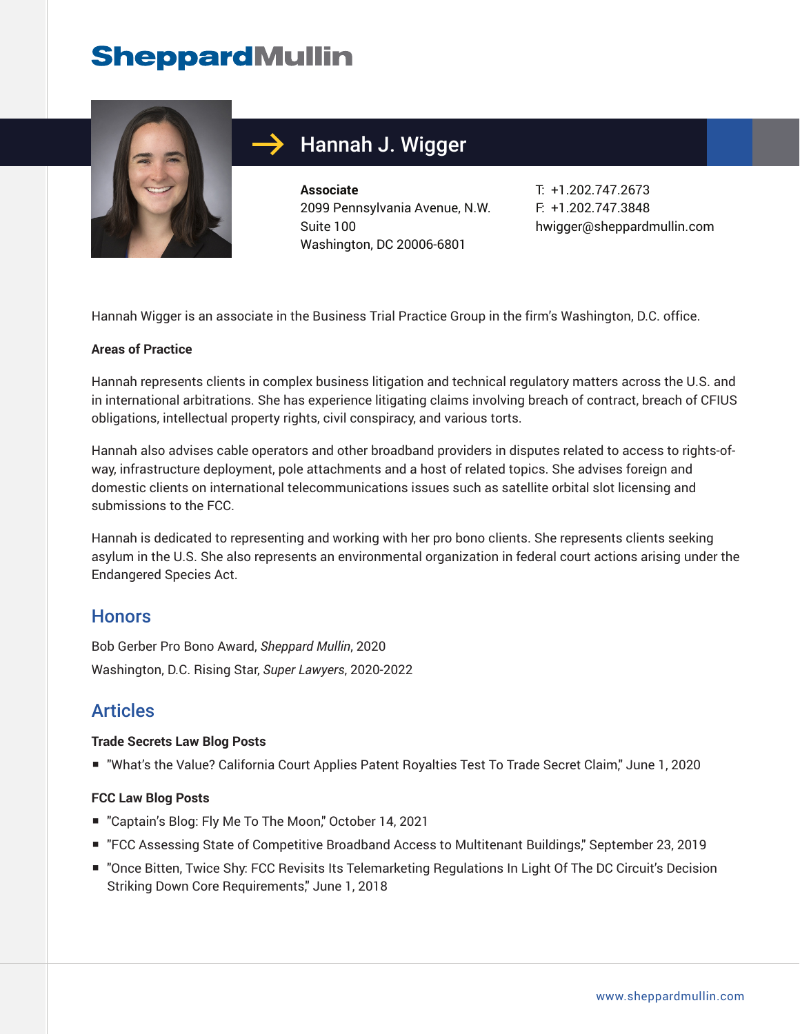# Hannah J. Wigger

**Associate**
2099 Pennsylvania Avenue, N.W.
Suite 100
Washington, DC 20006-6801

T: +1.202.747.2673
F: +1.202.747.3848
hwigger@sheppardmullin.com

Hannah Wigger is an associate in the Business Trial Practice Group in the firm's Washington, D.C. office.

**Areas of Practice**

Hannah represents clients in complex business litigation and technical regulatory matters across the U.S. and in international arbitrations. She has experience litigating claims involving breach of contract, breach of CFIUS obligations, intellectual property rights, civil conspiracy, and various torts.

Hannah also advises cable operators and other broadband providers in disputes related to access to rights-of-way, infrastructure deployment, pole attachments and a host of related topics. She advises foreign and domestic clients on international telecommunications issues such as satellite orbital slot licensing and submissions to the FCC.

Hannah is dedicated to representing and working with her pro bono clients. She represents clients seeking asylum in the U.S. She also represents an environmental organization in federal court actions arising under the Endangered Species Act.

## Honors

Bob Gerber Pro Bono Award, *Sheppard Mullin*, 2020
Washington, D.C. Rising Star, *Super Lawyers*, 2020-2022

## Articles

**Trade Secrets Law Blog Posts**

- "What's the Value? California Court Applies Patent Royalties Test To Trade Secret Claim," June 1, 2020

**FCC Law Blog Posts**

- "Captain's Blog: Fly Me To The Moon," October 14, 2021
- "FCC Assessing State of Competitive Broadband Access to Multitenant Buildings," September 23, 2019
- "Once Bitten, Twice Shy: FCC Revisits Its Telemarketing Regulations In Light Of The DC Circuit's Decision Striking Down Core Requirements," June 1, 2018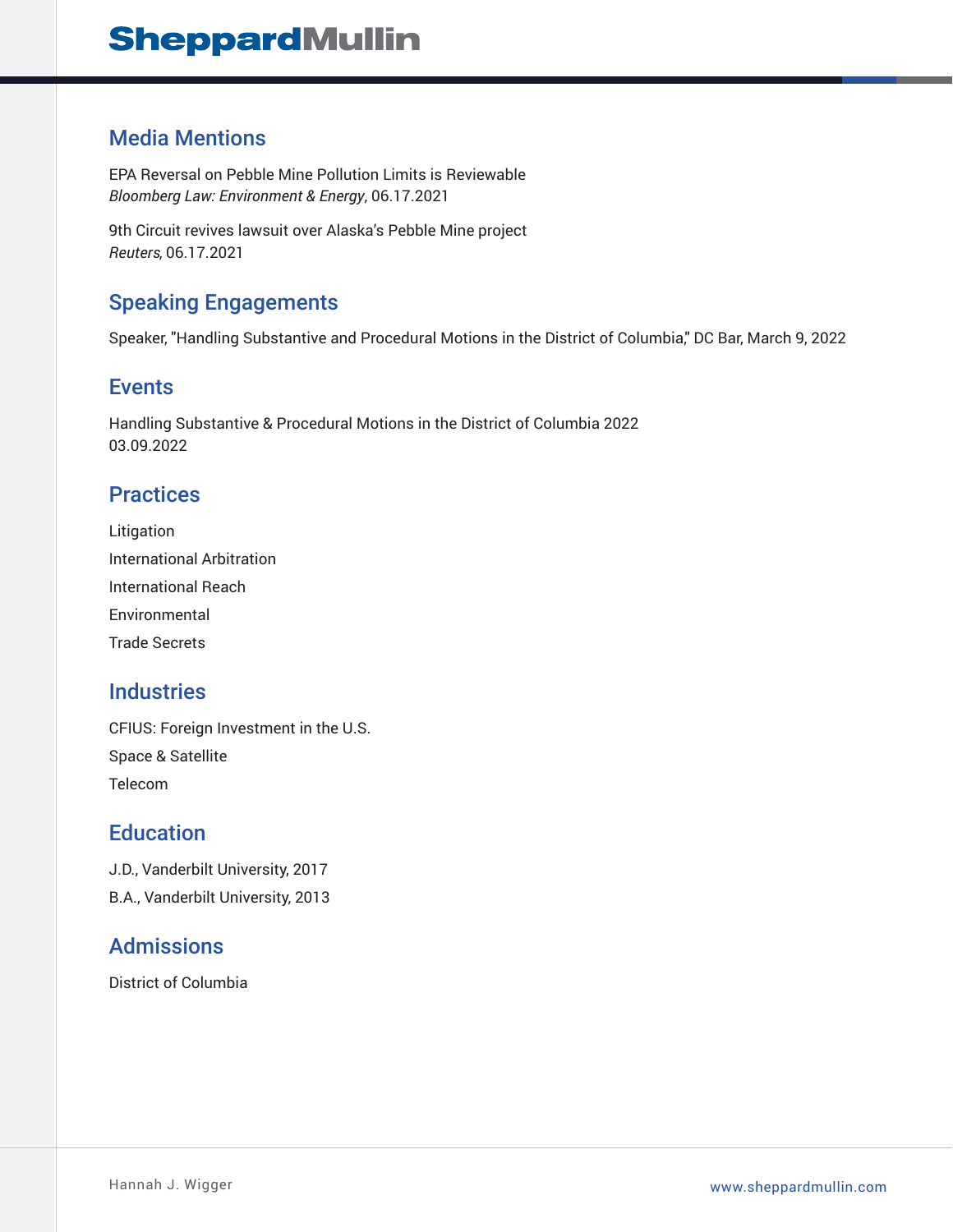## Media Mentions

EPA Reversal on Pebble Mine Pollution Limits is Reviewable
*Bloomberg Law: Environment & Energy*, 06.17.2021

9th Circuit revives lawsuit over Alaska's Pebble Mine project
*Reuters*, 06.17.2021

## Speaking Engagements

Speaker, "Handling Substantive and Procedural Motions in the District of Columbia," DC Bar, March 9, 2022

## Events

Handling Substantive & Procedural Motions in the District of Columbia 2022
03.09.2022

## Practices

Litigation

International Arbitration

International Reach

Environmental

Trade Secrets

## Industries

CFIUS: Foreign Investment in the U.S.

Space & Satellite

Telecom

## Education

J.D., Vanderbilt University, 2017

B.A., Vanderbilt University, 2013

## Admissions

District of Columbia